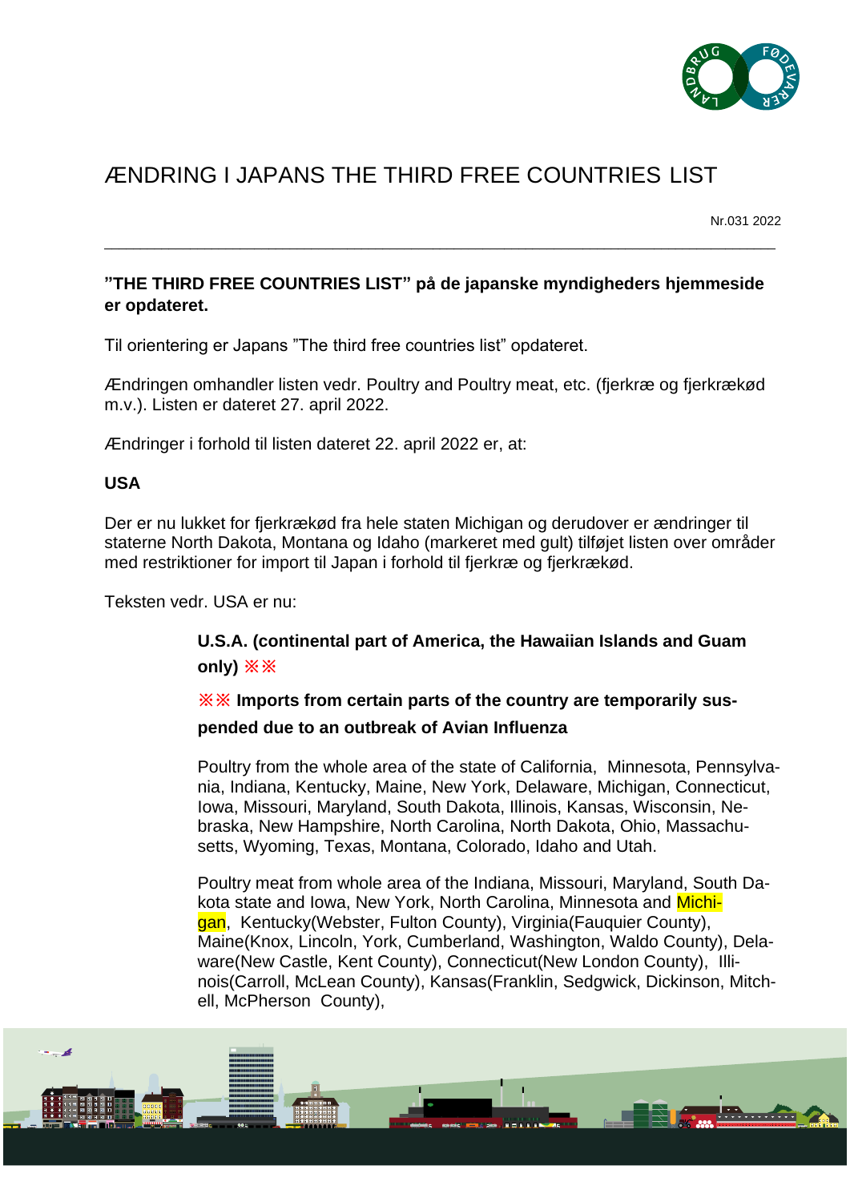# ÆNDRING I JAPANS THE THIRD FREE COUNTRIES LIST

Nr.031 2022

---

**"THE THIRD FREE COUNTRIES LIST" på de japanske myndigheders hjemmeside er opdateret.**

Til orientering er Japans "The third free countries list" opdateret.

Ændringen omhandler listen vedr. Poultry and Poultry meat, etc. (fjerkræ og fjerkrækød m.v.). Listen er dateret 27. april 2022.

Ændringer i forhold til listen dateret 22. april 2022 er, at:

**USA**

Der er nu lukket for fjerkrækød fra hele staten Michigan og derudover er ændringer til staterne North Dakota, Montana og Idaho (markeret med gult) tilføjet listen over områder med restriktioner for import til Japan i forhold til fjerkræ og fjerkrækød.

Teksten vedr. USA er nu:

> **U.S.A. (continental part of America, the Hawaiian Islands and Guam only) ※※**
>
> **※※ Imports from certain parts of the country are temporarily suspended due to an outbreak of Avian Influenza**
>
> Poultry from the whole area of the state of California, Minnesota, Pennsylvania, Indiana, Kentucky, Maine, New York, Delaware, Michigan, Connecticut, Iowa, Missouri, Maryland, South Dakota, Illinois, Kansas, Wisconsin, Nebraska, New Hampshire, North Carolina, North Dakota, Ohio, Massachusetts, Wyoming, Texas, Montana, Colorado, Idaho and Utah.
>
> Poultry meat from whole area of the Indiana, Missouri, Maryland, South Dakota state and Iowa, New York, North Carolina, Minnesota and Michigan, Kentucky(Webster, Fulton County), Virginia(Fauquier County), Maine(Knox, Lincoln, York, Cumberland, Washington, Waldo County), Delaware(New Castle, Kent County), Connecticut(New London County), Illinois(Carroll, McLean County), Kansas(Franklin, Sedgwick, Dickinson, Mitchell, McPherson County),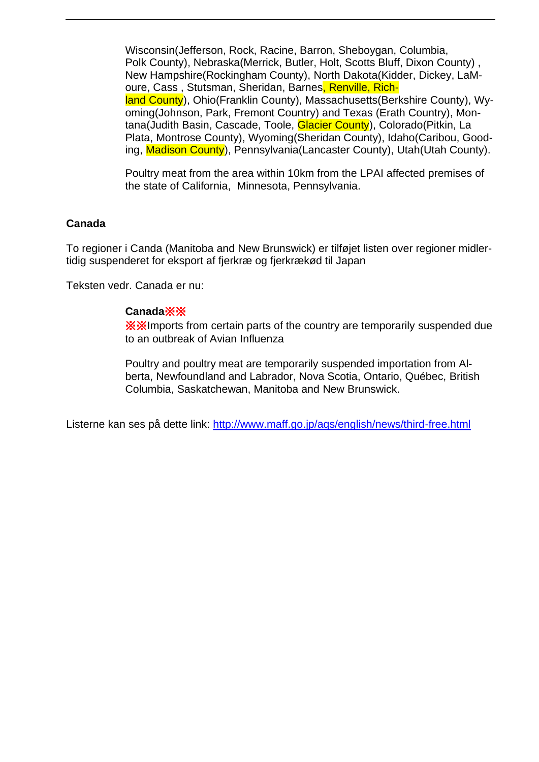Wisconsin(Jefferson, Rock, Racine, Barron, Sheboygan, Columbia, Polk County), Nebraska(Merrick, Butler, Holt, Scotts Bluff, Dixon County) , New Hampshire(Rockingham County), North Dakota(Kidder, Dickey, LaMoure, Cass , Stutsman, Sheridan, Barnes, Renville, Richland County), Ohio(Franklin County), Massachusetts(Berkshire County), Wyoming(Johnson, Park, Fremont Country) and Texas (Erath Country), Montana(Judith Basin, Cascade, Toole, Glacier County), Colorado(Pitkin, La Plata, Montrose County), Wyoming(Sheridan County), Idaho(Caribou, Gooding, Madison County), Pennsylvania(Lancaster County), Utah(Utah County).

Poultry meat from the area within 10km from the LPAI affected premises of the state of California,  Minnesota, Pennsylvania.

**Canada**

To regioner i Canda (Manitoba and New Brunswick) er tilføjet listen over regioner midlertidig suspenderet for eksport af fjerkræ og fjerkrækød til Japan

Teksten vedr. Canada er nu:

**Canada※※**

※※Imports from certain parts of the country are temporarily suspended due to an outbreak of Avian Influenza

Poultry and poultry meat are temporarily suspended importation from Alberta, Newfoundland and Labrador, Nova Scotia, Ontario, Québec, British Columbia, Saskatchewan, Manitoba and New Brunswick.

Listerne kan ses på dette link: http://www.maff.go.jp/aqs/english/news/third-free.html